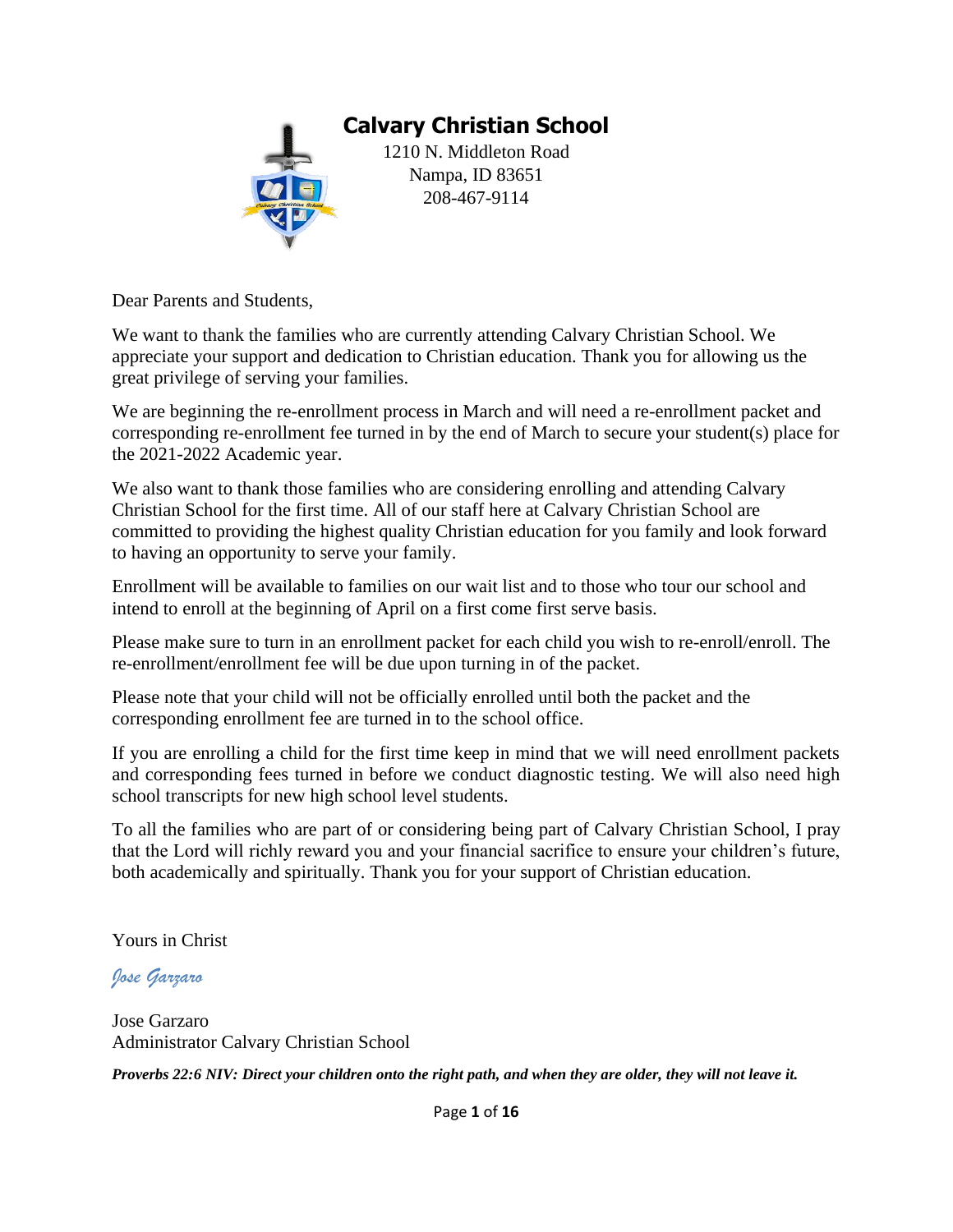# Calvary Christian School

1210 N. Middleton Road
Nampa, ID 83651
208-467-9114

Dear Parents and Students,

We want to thank the families who are currently attending Calvary Christian School. We appreciate your support and dedication to Christian education. Thank you for allowing us the great privilege of serving your families.

We are beginning the re-enrollment process in March and will need a re-enrollment packet and corresponding re-enrollment fee turned in by the end of March to secure your student(s) place for the 2021-2022 Academic year.

We also want to thank those families who are considering enrolling and attending Calvary Christian School for the first time. All of our staff here at Calvary Christian School are committed to providing the highest quality Christian education for you family and look forward to having an opportunity to serve your family.

Enrollment will be available to families on our wait list and to those who tour our school and intend to enroll at the beginning of April on a first come first serve basis.

Please make sure to turn in an enrollment packet for each child you wish to re-enroll/enroll. The re-enrollment/enrollment fee will be due upon turning in of the packet.

Please note that your child will not be officially enrolled until both the packet and the corresponding enrollment fee are turned in to the school office.

If you are enrolling a child for the first time keep in mind that we will need enrollment packets and corresponding fees turned in before we conduct diagnostic testing. We will also need high school transcripts for new high school level students.

To all the families who are part of or considering being part of Calvary Christian School, I pray that the Lord will richly reward you and your financial sacrifice to ensure your children's future, both academically and spiritually. Thank you for your support of Christian education.

Yours in Christ

*Jose Garzaro*

Jose Garzaro
Administrator Calvary Christian School

***Proverbs 22:6 NIV: Direct your children onto the right path, and when they are older, they will not leave it.***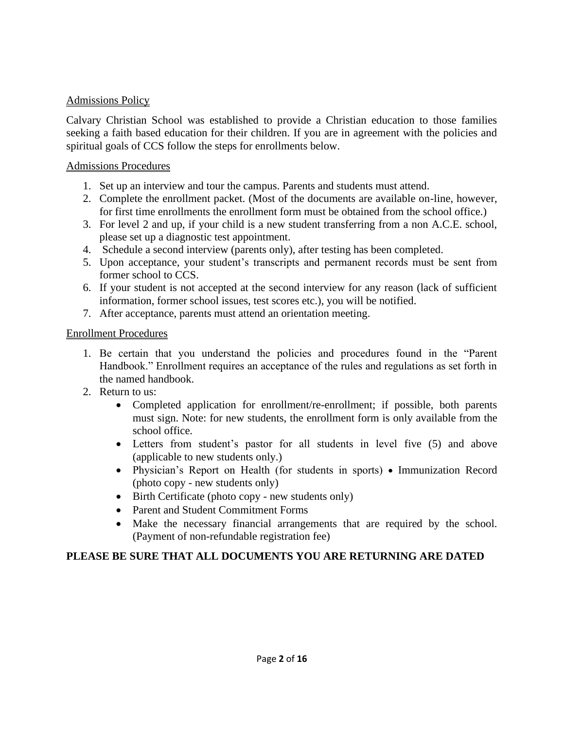## Admissions Policy

Calvary Christian School was established to provide a Christian education to those families seeking a faith based education for their children. If you are in agreement with the policies and spiritual goals of CCS follow the steps for enrollments below.

## Admissions Procedures

1. Set up an interview and tour the campus. Parents and students must attend.
2. Complete the enrollment packet. (Most of the documents are available on-line, however, for first time enrollments the enrollment form must be obtained from the school office.)
3. For level 2 and up, if your child is a new student transferring from a non A.C.E. school, please set up a diagnostic test appointment.
4. Schedule a second interview (parents only), after testing has been completed.
5. Upon acceptance, your student's transcripts and permanent records must be sent from former school to CCS.
6. If your student is not accepted at the second interview for any reason (lack of sufficient information, former school issues, test scores etc.), you will be notified.
7. After acceptance, parents must attend an orientation meeting.

## Enrollment Procedures

1. Be certain that you understand the policies and procedures found in the "Parent Handbook." Enrollment requires an acceptance of the rules and regulations as set forth in the named handbook.
2. Return to us:
   - Completed application for enrollment/re-enrollment; if possible, both parents must sign. Note: for new students, the enrollment form is only available from the school office.
   - Letters from student's pastor for all students in level five (5) and above (applicable to new students only.)
   - Physician's Report on Health (for students in sports) • Immunization Record (photo copy - new students only)
   - Birth Certificate (photo copy - new students only)
   - Parent and Student Commitment Forms
   - Make the necessary financial arrangements that are required by the school. (Payment of non-refundable registration fee)

**PLEASE BE SURE THAT ALL DOCUMENTS YOU ARE RETURNING ARE DATED**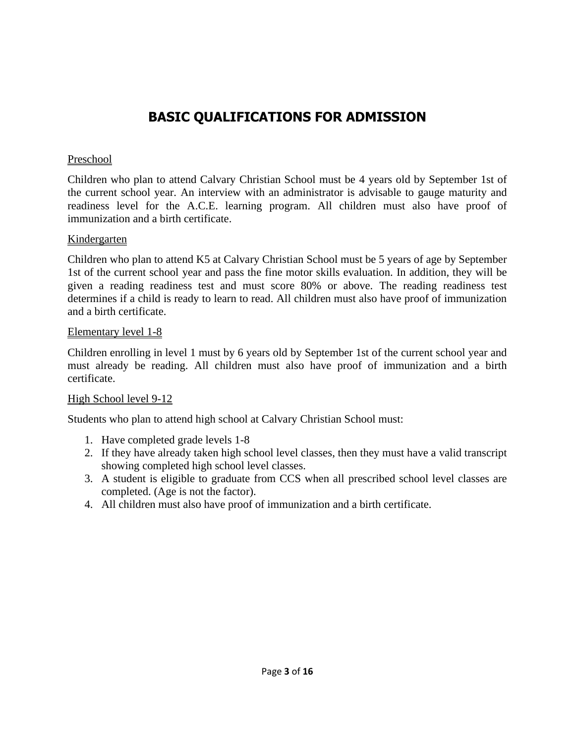# BASIC QUALIFICATIONS FOR ADMISSION

## Preschool

Children who plan to attend Calvary Christian School must be 4 years old by September 1st of the current school year. An interview with an administrator is advisable to gauge maturity and readiness level for the A.C.E. learning program. All children must also have proof of immunization and a birth certificate.

## Kindergarten

Children who plan to attend K5 at Calvary Christian School must be 5 years of age by September 1st of the current school year and pass the fine motor skills evaluation. In addition, they will be given a reading readiness test and must score 80% or above. The reading readiness test determines if a child is ready to learn to read. All children must also have proof of immunization and a birth certificate.

## Elementary level 1-8

Children enrolling in level 1 must by 6 years old by September 1st of the current school year and must already be reading. All children must also have proof of immunization and a birth certificate.

## High School level 9-12

Students who plan to attend high school at Calvary Christian School must:

1. Have completed grade levels 1-8
2. If they have already taken high school level classes, then they must have a valid transcript showing completed high school level classes.
3. A student is eligible to graduate from CCS when all prescribed school level classes are completed. (Age is not the factor).
4. All children must also have proof of immunization and a birth certificate.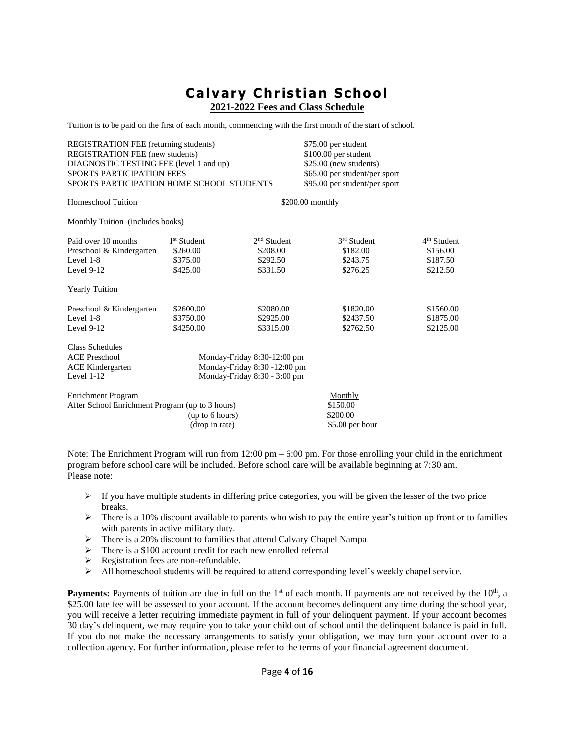# Calvary Christian School

## 2021-2022 Fees and Class Schedule

Tuition is to be paid on the first of each month, commencing with the first month of the start of school.

| | |
|---|---|
| REGISTRATION FEE (returning students) | $75.00 per student |
| REGISTRATION FEE (new students) | $100.00 per student |
| DIAGNOSTIC TESTING FEE (level 1 and up) | $25.00 (new students) |
| SPORTS PARTICIPATION FEES | $65.00 per student/per sport |
| SPORTS PARTICIPATION HOME SCHOOL STUDENTS | $95.00 per student/per sport |

Homeschool Tuition — $200.00 monthly

Monthly Tuition (includes books)

| Paid over 10 months | 1st Student | 2nd Student | 3rd Student | 4th Student |
|---|---|---|---|---|
| Preschool & Kindergarten | $260.00 | $208.00 | $182.00 | $156.00 |
| Level 1-8 | $375.00 | $292.50 | $243.75 | $187.50 |
| Level 9-12 | $425.00 | $331.50 | $276.25 | $212.50 |

Yearly Tuition

| | | | | |
|---|---|---|---|---|
| Preschool & Kindergarten | $2600.00 | $2080.00 | $1820.00 | $1560.00 |
| Level 1-8 | $3750.00 | $2925.00 | $2437.50 | $1875.00 |
| Level 9-12 | $4250.00 | $3315.00 | $2762.50 | $2125.00 |

Class Schedules

| | |
|---|---|
| ACE Preschool | Monday-Friday 8:30-12:00 pm |
| ACE Kindergarten | Monday-Friday 8:30 -12:00 pm |
| Level 1-12 | Monday-Friday 8:30 - 3:00 pm |

| Enrichment Program | Monthly |
|---|---|
| After School Enrichment Program (up to 3 hours) | $150.00 |
| (up to 6 hours) | $200.00 |
| (drop in rate) | $5.00 per hour |

Note: The Enrichment Program will run from 12:00 pm – 6:00 pm. For those enrolling your child in the enrichment program before school care will be included. Before school care will be available beginning at 7:30 am.

Please note:

- If you have multiple students in differing price categories, you will be given the lesser of the two price breaks.
- There is a 10% discount available to parents who wish to pay the entire year's tuition up front or to families with parents in active military duty.
- There is a 20% discount to families that attend Calvary Chapel Nampa
- There is a $100 account credit for each new enrolled referral
- Registration fees are non-refundable.
- All homeschool students will be required to attend corresponding level's weekly chapel service.

**Payments:** Payments of tuition are due in full on the 1st of each month. If payments are not received by the 10th, a $25.00 late fee will be assessed to your account. If the account becomes delinquent any time during the school year, you will receive a letter requiring immediate payment in full of your delinquent payment. If your account becomes 30 day's delinquent, we may require you to take your child out of school until the delinquent balance is paid in full. If you do not make the necessary arrangements to satisfy your obligation, we may turn your account over to a collection agency. For further information, please refer to the terms of your financial agreement document.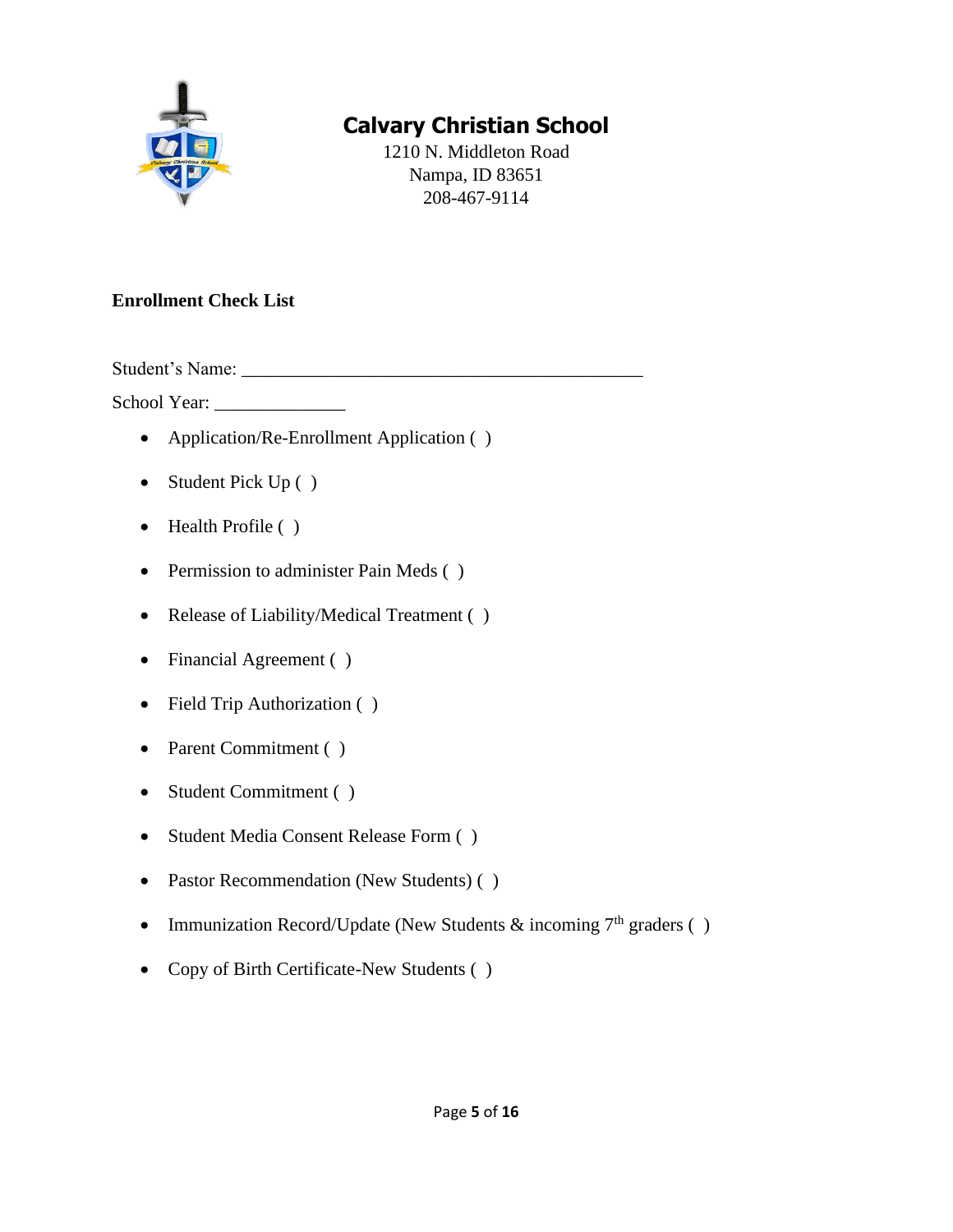# Calvary Christian School

1210 N. Middleton Road
Nampa, ID 83651
208-467-9114

**Enrollment Check List**

Student's Name: ___________________________________________

School Year: ______________

- Application/Re-Enrollment Application ( )
- Student Pick Up ( )
- Health Profile ( )
- Permission to administer Pain Meds ( )
- Release of Liability/Medical Treatment ( )
- Financial Agreement ( )
- Field Trip Authorization ( )
- Parent Commitment ( )
- Student Commitment ( )
- Student Media Consent Release Form ( )
- Pastor Recommendation (New Students) ( )
- Immunization Record/Update (New Students & incoming 7th graders ( )
- Copy of Birth Certificate-New Students ( )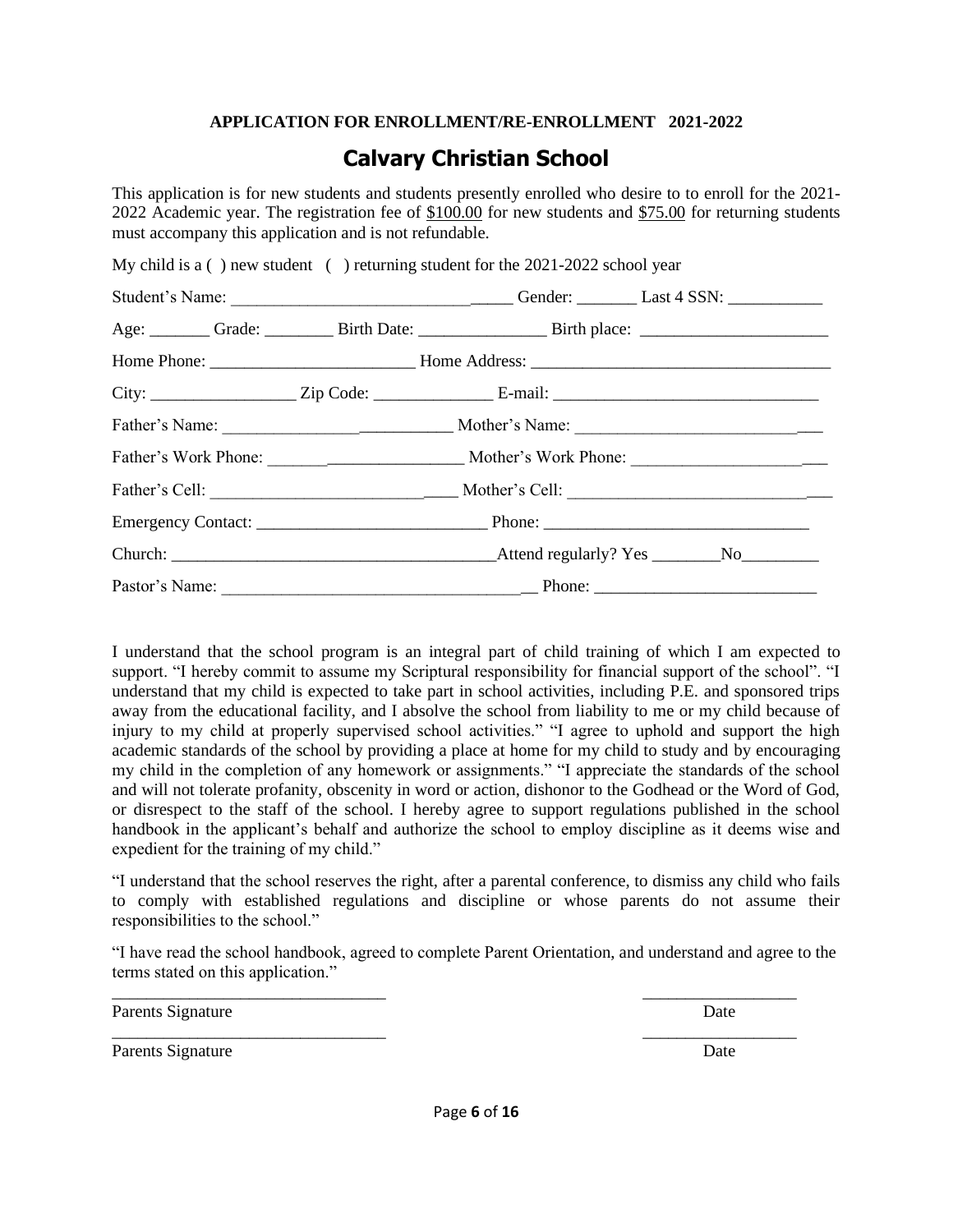**APPLICATION FOR ENROLLMENT/RE-ENROLLMENT 2021-2022**

# Calvary Christian School

This application is for new students and students presently enrolled who desire to to enroll for the 2021-2022 Academic year. The registration fee of $100.00 for new students and $75.00 for returning students must accompany this application and is not refundable.

My child is a ( ) new student ( ) returning student for the 2021-2022 school year

Student's Name: ________________________________ Gender: _______ Last 4 SSN: ___________

Age: _______ Grade: ________ Birth Date: _______________ Birth place: ______________________

Home Phone: ________________________ Home Address: ___________________________________

City: _________________ Zip Code: ______________ E-mail: _______________________________

Father's Name: ___________________________ Mother's Name: _____________________________

Father's Work Phone: ________________________ Mother's Work Phone: _______________________

Father's Cell: ______________________________ Mother's Cell: ___________________________

Emergency Contact: ___________________________ Phone: _______________________________

Church: ______________________________________Attend regularly? Yes ________No_________

Pastor's Name: ____________________________________ Phone: __________________________

I understand that the school program is an integral part of child training of which I am expected to support. "I hereby commit to assume my Scriptural responsibility for financial support of the school". "I understand that my child is expected to take part in school activities, including P.E. and sponsored trips away from the educational facility, and I absolve the school from liability to me or my child because of injury to my child at properly supervised school activities." "I agree to uphold and support the high academic standards of the school by providing a place at home for my child to study and by encouraging my child in the completion of any homework or assignments." "I appreciate the standards of the school and will not tolerate profanity, obscenity in word or action, dishonor to the Godhead or the Word of God, or disrespect to the staff of the school. I hereby agree to support regulations published in the school handbook in the applicant's behalf and authorize the school to employ discipline as it deems wise and expedient for the training of my child."

"I understand that the school reserves the right, after a parental conference, to dismiss any child who fails to comply with established regulations and discipline or whose parents do not assume their responsibilities to the school."

"I have read the school handbook, agreed to complete Parent Orientation, and understand and agree to the terms stated on this application."

________________________________ __________________

Parents Signature Date

________________________________ __________________

Parents Signature Date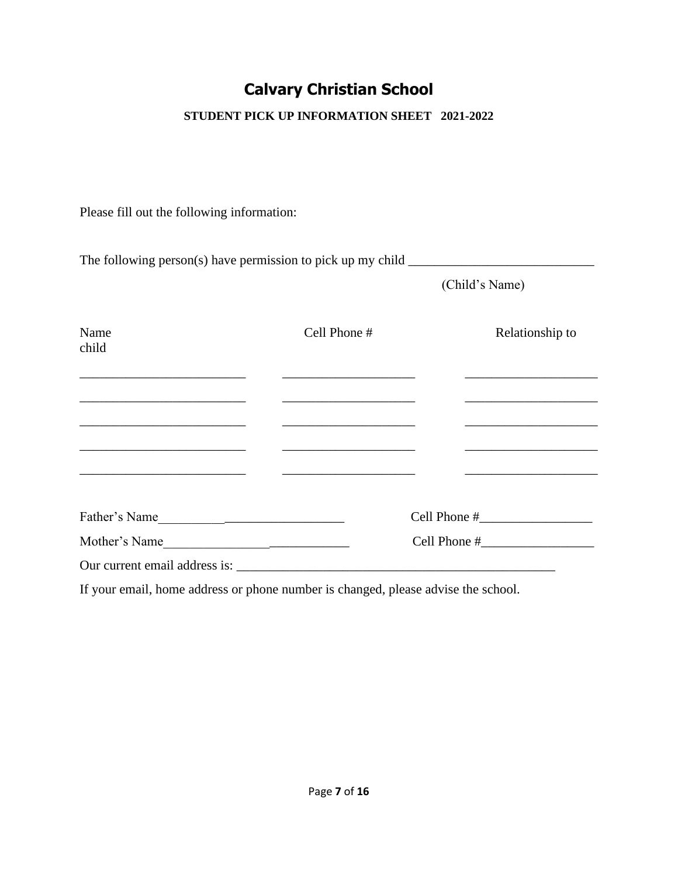# Calvary Christian School

**STUDENT PICK UP INFORMATION SHEET 2021-2022**

Please fill out the following information:

The following person(s) have permission to pick up my child ____________________________

(Child's Name)

| Name | Cell Phone # | Relationship to child |
|---|---|---|
| _________________________ | ____________________ | ____________________ |
| _________________________ | ____________________ | ____________________ |
| _________________________ | ____________________ | ____________________ |
| _________________________ | ____________________ | ____________________ |
| _________________________ | ____________________ | ____________________ |

Father's Name____________________________ Cell Phone #_________________

Mother's Name____________________________ Cell Phone #_________________

Our current email address is: ________________________________________________

If your email, home address or phone number is changed, please advise the school.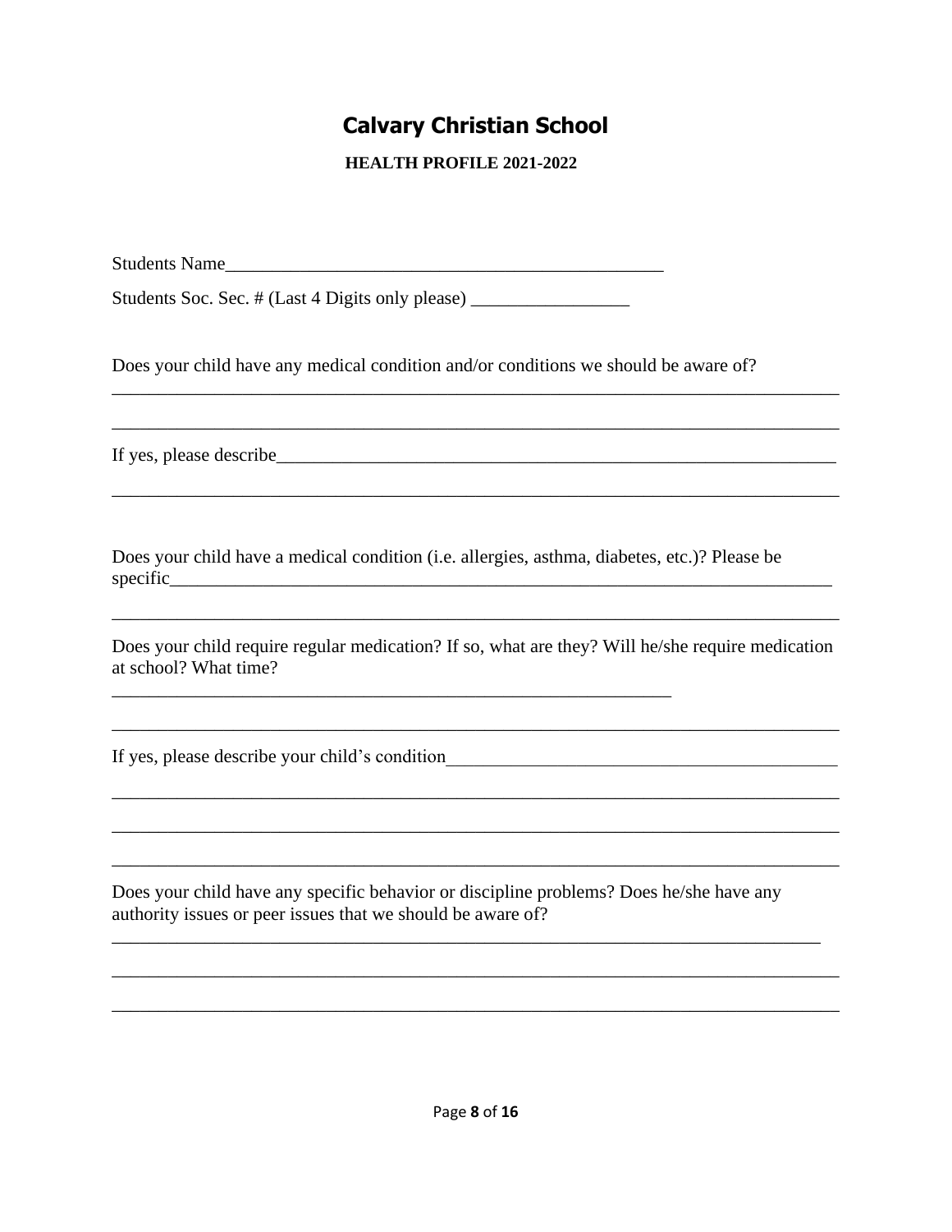# Calvary Christian School

**HEALTH PROFILE 2021-2022**

Students Name_______________________________________________

Students Soc. Sec. # (Last 4 Digits only please) ________________

Does your child have any medical condition and/or conditions we should be aware of?

_______________________________________________________________________________

_______________________________________________________________________________

If yes, please describe_________________________________________________________

_______________________________________________________________________________

Does your child have a medical condition (i.e. allergies, asthma, diabetes, etc.)? Please be specific_______________________________________________________________________

_______________________________________________________________________________

Does your child require regular medication? If so, what are they? Will he/she require medication at school? What time?

_____________________________________________________________

_______________________________________________________________________________

If yes, please describe your child's condition_______________________________________

_______________________________________________________________________________

_______________________________________________________________________________

_______________________________________________________________________________

Does your child have any specific behavior or discipline problems? Does he/she have any authority issues or peer issues that we should be aware of?

_______________________________________________________________________________

_______________________________________________________________________________

_______________________________________________________________________________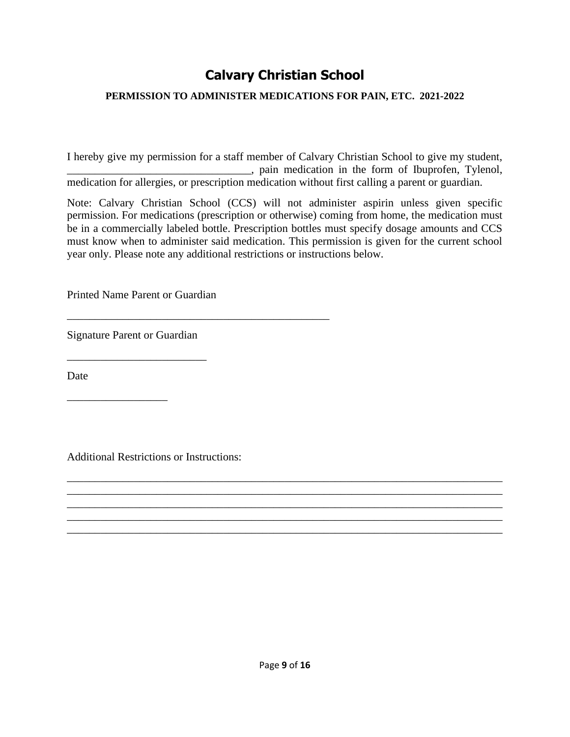# Calvary Christian School

**PERMISSION TO ADMINISTER MEDICATIONS FOR PAIN, ETC. 2021-2022**

I hereby give my permission for a staff member of Calvary Christian School to give my student, ________________________________, pain medication in the form of Ibuprofen, Tylenol, medication for allergies, or prescription medication without first calling a parent or guardian.

Note: Calvary Christian School (CCS) will not administer aspirin unless given specific permission. For medications (prescription or otherwise) coming from home, the medication must be in a commercially labeled bottle. Prescription bottles must specify dosage amounts and CCS must know when to administer said medication. This permission is given for the current school year only. Please note any additional restrictions or instructions below.

Printed Name Parent or Guardian

________________________________________________

Signature Parent or Guardian

_________________________

Date

__________________

Additional Restrictions or Instructions:

________________________________________________________________________________
________________________________________________________________________________
________________________________________________________________________________
________________________________________________________________________________
________________________________________________________________________________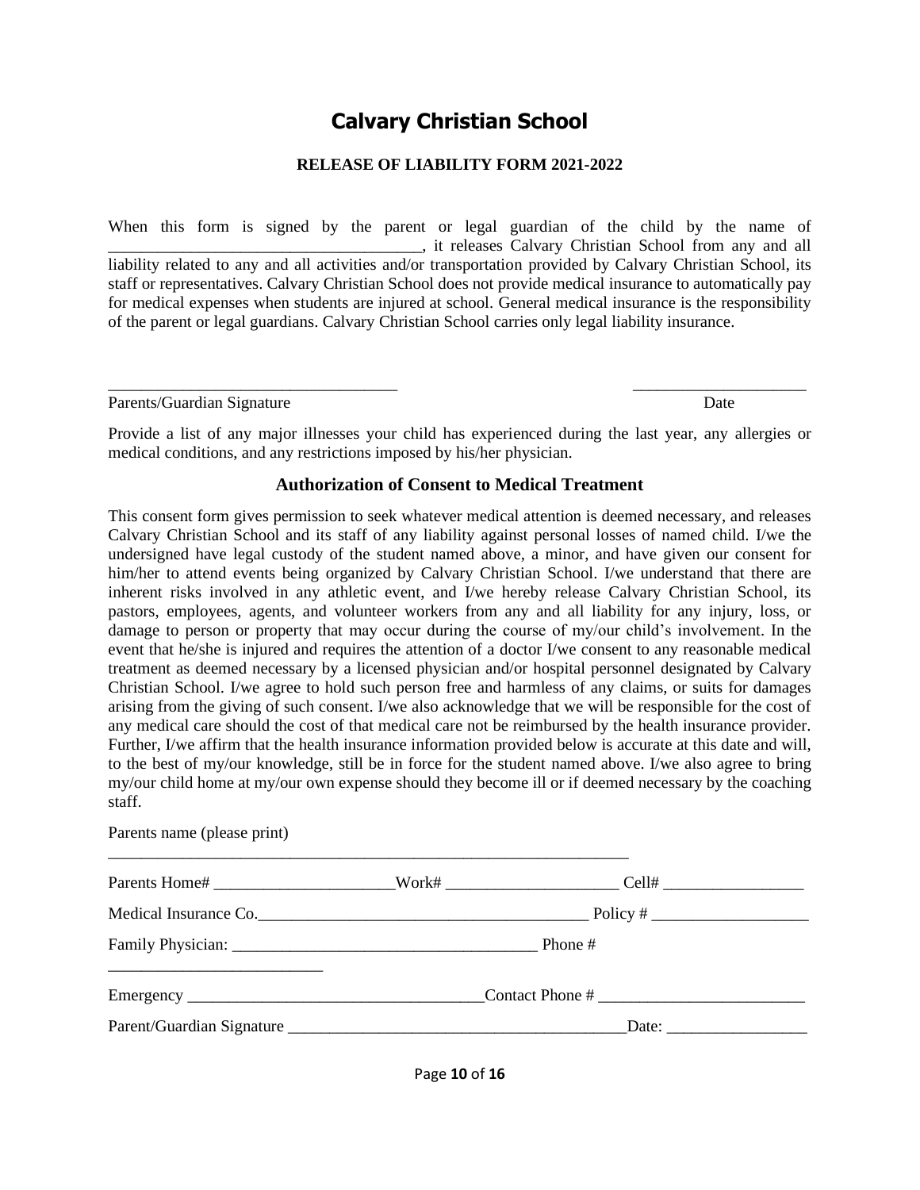# Calvary Christian School

### RELEASE OF LIABILITY FORM 2021-2022

When this form is signed by the parent or legal guardian of the child by the name of ______________________________________, it releases Calvary Christian School from any and all liability related to any and all activities and/or transportation provided by Calvary Christian School, its staff or representatives. Calvary Christian School does not provide medical insurance to automatically pay for medical expenses when students are injured at school. General medical insurance is the responsibility of the parent or legal guardians. Calvary Christian School carries only legal liability insurance.

___________________________________ _____________________

Parents/Guardian Signature Date

Provide a list of any major illnesses your child has experienced during the last year, any allergies or medical conditions, and any restrictions imposed by his/her physician.

### Authorization of Consent to Medical Treatment

This consent form gives permission to seek whatever medical attention is deemed necessary, and releases Calvary Christian School and its staff of any liability against personal losses of named child. I/we the undersigned have legal custody of the student named above, a minor, and have given our consent for him/her to attend events being organized by Calvary Christian School. I/we understand that there are inherent risks involved in any athletic event, and I/we hereby release Calvary Christian School, its pastors, employees, agents, and volunteer workers from any and all liability for any injury, loss, or damage to person or property that may occur during the course of my/our child's involvement. In the event that he/she is injured and requires the attention of a doctor I/we consent to any reasonable medical treatment as deemed necessary by a licensed physician and/or hospital personnel designated by Calvary Christian School. I/we agree to hold such person free and harmless of any claims, or suits for damages arising from the giving of such consent. I/we also acknowledge that we will be responsible for the cost of any medical care should the cost of that medical care not be reimbursed by the health insurance provider. Further, I/we affirm that the health insurance information provided below is accurate at this date and will, to the best of my/our knowledge, still be in force for the student named above. I/we also agree to bring my/our child home at my/our own expense should they become ill or if deemed necessary by the coaching staff.

Parents name (please print)

_______________________________________________________________

Parents Home# _____________________Work# ____________________ Cell# ________________

Medical Insurance Co.______________________________________ Policy # __________________

Family Physician: ___________________________________ Phone #

__________________________

Emergency __________________________________Contact Phone # ________________________

Parent/Guardian Signature ________________________________________Date: ________________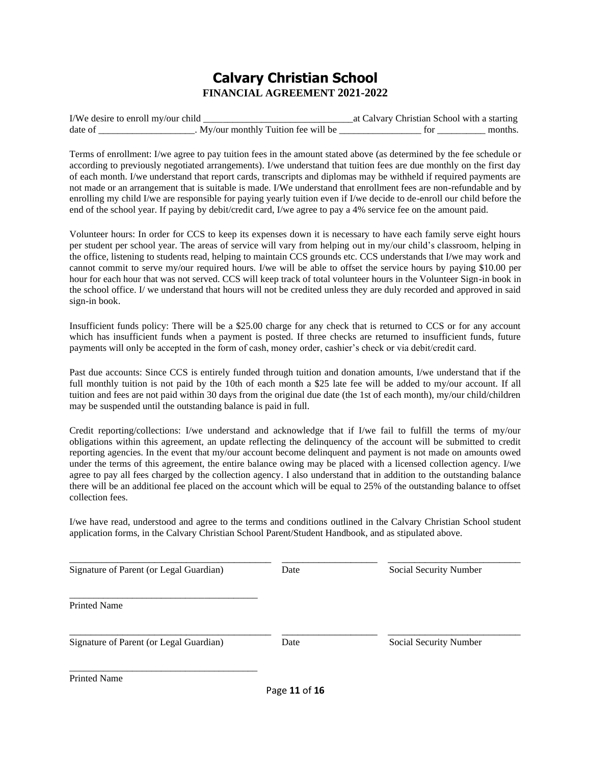# Calvary Christian School

## FINANCIAL AGREEMENT 2021-2022

I/We desire to enroll my/our child _______________________________at Calvary Christian School with a starting date of ____________________. My/our monthly Tuition fee will be _________________ for __________ months.

Terms of enrollment: I/we agree to pay tuition fees in the amount stated above (as determined by the fee schedule or according to previously negotiated arrangements). I/we understand that tuition fees are due monthly on the first day of each month. I/we understand that report cards, transcripts and diplomas may be withheld if required payments are not made or an arrangement that is suitable is made. I/We understand that enrollment fees are non-refundable and by enrolling my child I/we are responsible for paying yearly tuition even if I/we decide to de-enroll our child before the end of the school year. If paying by debit/credit card, I/we agree to pay a 4% service fee on the amount paid.

Volunteer hours: In order for CCS to keep its expenses down it is necessary to have each family serve eight hours per student per school year. The areas of service will vary from helping out in my/our child's classroom, helping in the office, listening to students read, helping to maintain CCS grounds etc. CCS understands that I/we may work and cannot commit to serve my/our required hours. I/we will be able to offset the service hours by paying $10.00 per hour for each hour that was not served. CCS will keep track of total volunteer hours in the Volunteer Sign-in book in the school office. I/ we understand that hours will not be credited unless they are duly recorded and approved in said sign-in book.

Insufficient funds policy: There will be a $25.00 charge for any check that is returned to CCS or for any account which has insufficient funds when a payment is posted. If three checks are returned to insufficient funds, future payments will only be accepted in the form of cash, money order, cashier's check or via debit/credit card.

Past due accounts: Since CCS is entirely funded through tuition and donation amounts, I/we understand that if the full monthly tuition is not paid by the 10th of each month a $25 late fee will be added to my/our account. If all tuition and fees are not paid within 30 days from the original due date (the 1st of each month), my/our child/children may be suspended until the outstanding balance is paid in full.

Credit reporting/collections: I/we understand and acknowledge that if I/we fail to fulfill the terms of my/our obligations within this agreement, an update reflecting the delinquency of the account will be submitted to credit reporting agencies. In the event that my/our account become delinquent and payment is not made on amounts owed under the terms of this agreement, the entire balance owing may be placed with a licensed collection agency. I/we agree to pay all fees charged by the collection agency. I also understand that in addition to the outstanding balance there will be an additional fee placed on the account which will be equal to 25% of the outstanding balance to offset collection fees.

I/we have read, understood and agree to the terms and conditions outlined in the Calvary Christian School student application forms, in the Calvary Christian School Parent/Student Handbook, and as stipulated above.

__________________________________________ ____________________ ___________________________

Signature of Parent (or Legal Guardian) Date Social Security Number

________________________________________

Printed Name

__________________________________________ ____________________ ___________________________

Signature of Parent (or Legal Guardian) Date Social Security Number

________________________________________

Printed Name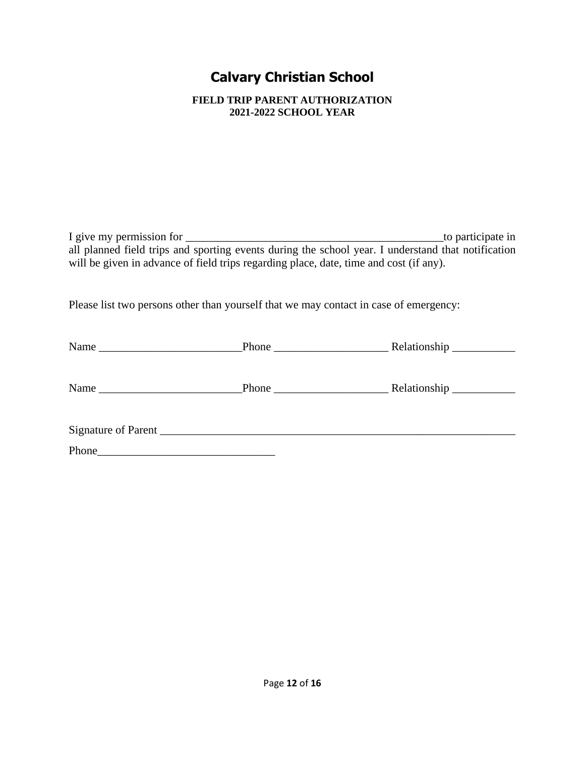# Calvary Christian School

**FIELD TRIP PARENT AUTHORIZATION**
**2021-2022 SCHOOL YEAR**

I give my permission for ______________________________________________to participate in all planned field trips and sporting events during the school year. I understand that notification will be given in advance of field trips regarding place, date, time and cost (if any).

Please list two persons other than yourself that we may contact in case of emergency:

Name _________________________Phone ____________________ Relationship ___________

Name _________________________Phone ____________________ Relationship ___________

Signature of Parent _________________________________________________________________

Phone_______________________________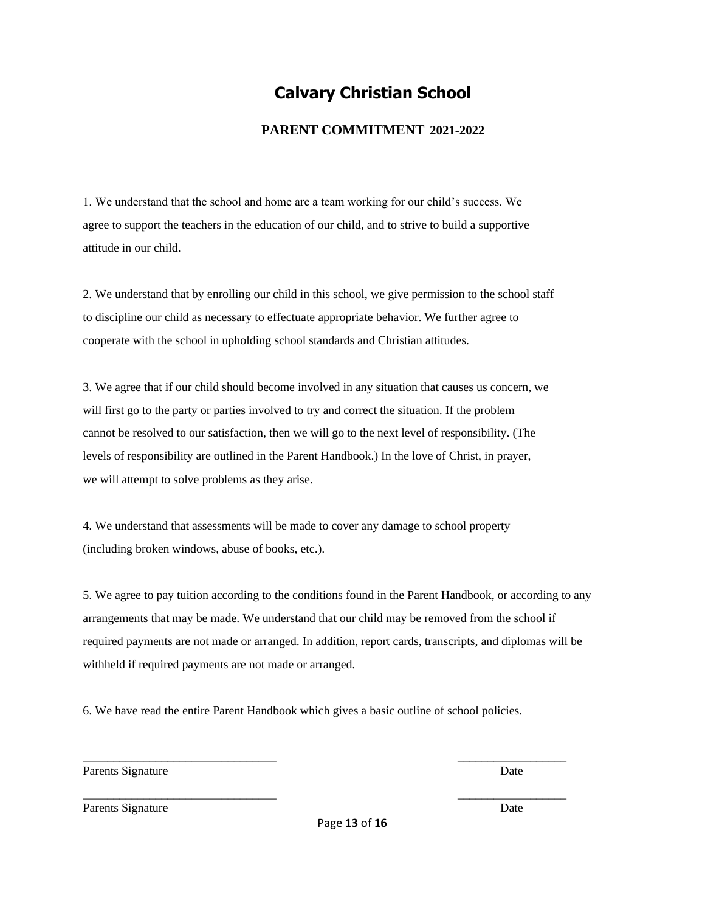# Calvary Christian School

## PARENT COMMITMENT 2021-2022

1. We understand that the school and home are a team working for our child's success. We agree to support the teachers in the education of our child, and to strive to build a supportive attitude in our child.

2. We understand that by enrolling our child in this school, we give permission to the school staff to discipline our child as necessary to effectuate appropriate behavior. We further agree to cooperate with the school in upholding school standards and Christian attitudes.

3. We agree that if our child should become involved in any situation that causes us concern, we will first go to the party or parties involved to try and correct the situation. If the problem cannot be resolved to our satisfaction, then we will go to the next level of responsibility. (The levels of responsibility are outlined in the Parent Handbook.) In the love of Christ, in prayer, we will attempt to solve problems as they arise.

4. We understand that assessments will be made to cover any damage to school property (including broken windows, abuse of books, etc.).

5. We agree to pay tuition according to the conditions found in the Parent Handbook, or according to any arrangements that may be made. We understand that our child may be removed from the school if required payments are not made or arranged. In addition, report cards, transcripts, and diplomas will be withheld if required payments are not made or arranged.

6. We have read the entire Parent Handbook which gives a basic outline of school policies.

_________________________________ __________________

Parents Signature Date

_________________________________ __________________

Parents Signature Date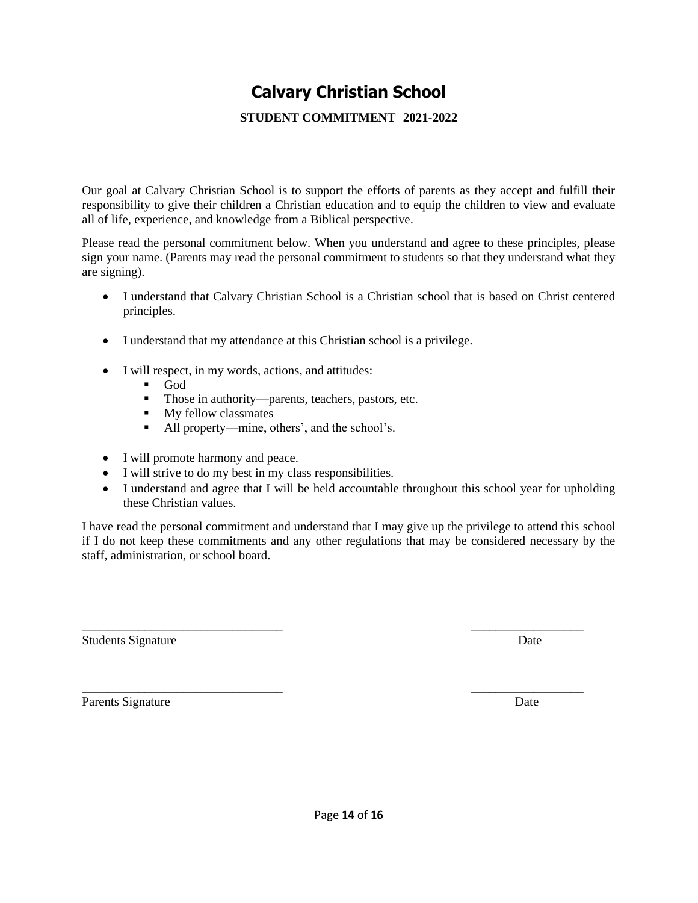# Calvary Christian School

**STUDENT COMMITMENT 2021-2022**

Our goal at Calvary Christian School is to support the efforts of parents as they accept and fulfill their responsibility to give their children a Christian education and to equip the children to view and evaluate all of life, experience, and knowledge from a Biblical perspective.

Please read the personal commitment below. When you understand and agree to these principles, please sign your name. (Parents may read the personal commitment to students so that they understand what they are signing).

- I understand that Calvary Christian School is a Christian school that is based on Christ centered principles.
- I understand that my attendance at this Christian school is a privilege.
- I will respect, in my words, actions, and attitudes:
  - God
  - Those in authority—parents, teachers, pastors, etc.
  - My fellow classmates
  - All property—mine, others', and the school's.
- I will promote harmony and peace.
- I will strive to do my best in my class responsibilities.
- I understand and agree that I will be held accountable throughout this school year for upholding these Christian values.

I have read the personal commitment and understand that I may give up the privilege to attend this school if I do not keep these commitments and any other regulations that may be considered necessary by the staff, administration, or school board.

\_\_\_\_\_\_\_\_\_\_\_\_\_\_\_\_\_\_\_\_\_\_\_\_\_\_\_\_\_\_\_\_ \_\_\_\_\_\_\_\_\_\_\_\_\_\_\_\_\_\_

Students Signature Date

\_\_\_\_\_\_\_\_\_\_\_\_\_\_\_\_\_\_\_\_\_\_\_\_\_\_\_\_\_\_\_\_ \_\_\_\_\_\_\_\_\_\_\_\_\_\_\_\_\_\_

Parents Signature Date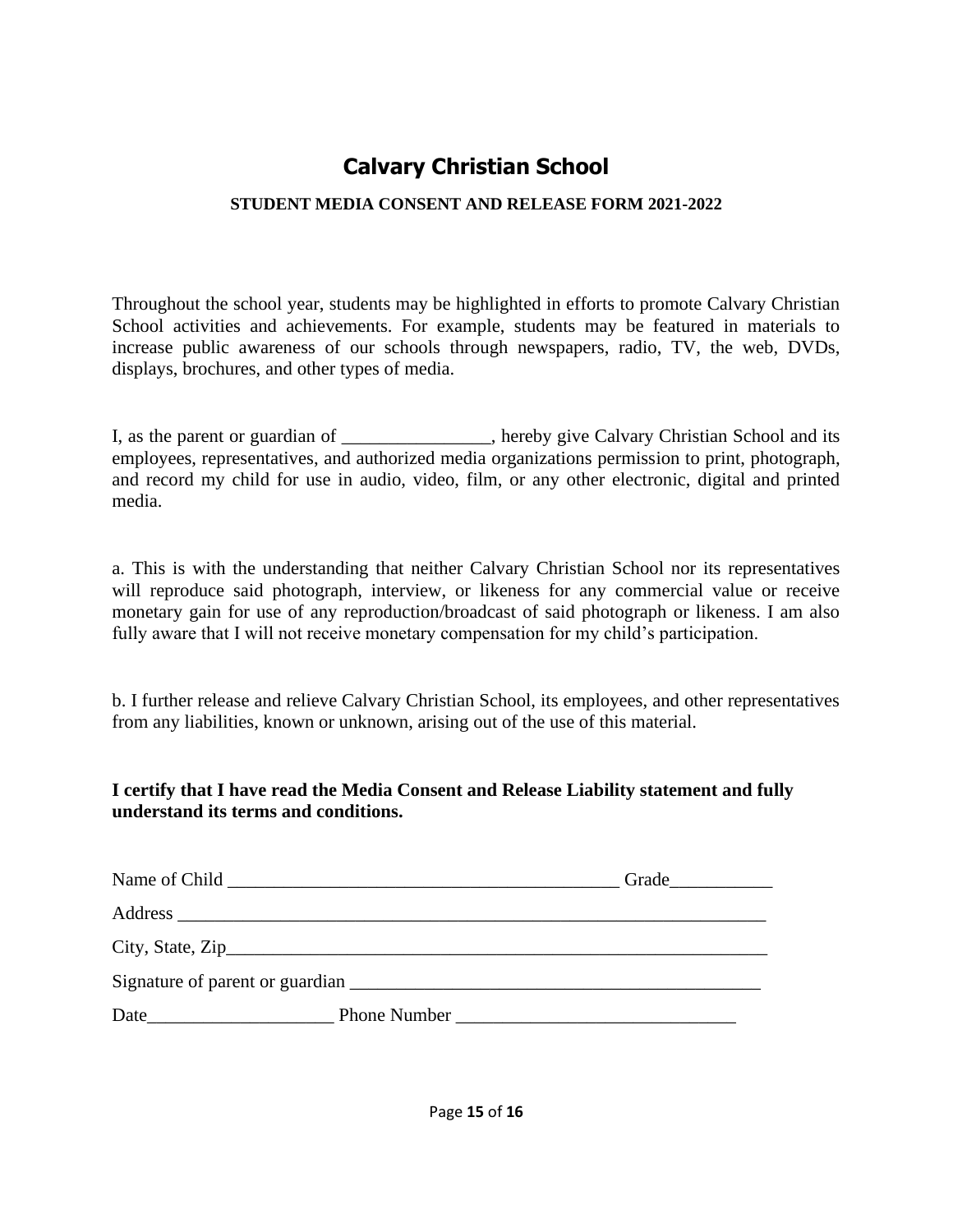# Calvary Christian School

## STUDENT MEDIA CONSENT AND RELEASE FORM 2021-2022

Throughout the school year, students may be highlighted in efforts to promote Calvary Christian School activities and achievements. For example, students may be featured in materials to increase public awareness of our schools through newspapers, radio, TV, the web, DVDs, displays, brochures, and other types of media.

I, as the parent or guardian of ________________, hereby give Calvary Christian School and its employees, representatives, and authorized media organizations permission to print, photograph, and record my child for use in audio, video, film, or any other electronic, digital and printed media.

a. This is with the understanding that neither Calvary Christian School nor its representatives will reproduce said photograph, interview, or likeness for any commercial value or receive monetary gain for use of any reproduction/broadcast of said photograph or likeness. I am also fully aware that I will not receive monetary compensation for my child's participation.

b. I further release and relieve Calvary Christian School, its employees, and other representatives from any liabilities, known or unknown, arising out of the use of this material.

**I certify that I have read the Media Consent and Release Liability statement and fully understand its terms and conditions.**

Name of Child ___________________________________________ Grade___________

Address _________________________________________________________________

City, State, Zip___________________________________________________________

Signature of parent or guardian _____________________________________________

Date____________________ Phone Number ______________________________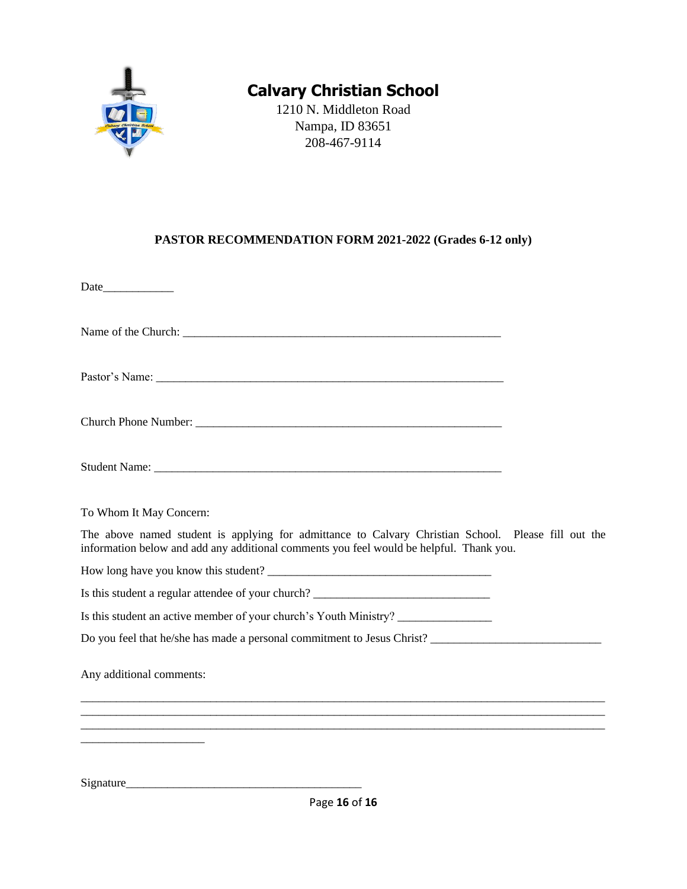# Calvary Christian School

1210 N. Middleton Road
Nampa, ID 83651
208-467-9114

**PASTOR RECOMMENDATION FORM 2021-2022 (Grades 6-12 only)**

Date____________

Name of the Church: _______________________________________________________

Pastor's Name: ___________________________________________________________

Church Phone Number: _____________________________________________________

Student Name: ____________________________________________________________

To Whom It May Concern:

The above named student is applying for admittance to Calvary Christian School. Please fill out the information below and add any additional comments you feel would be helpful. Thank you.

How long have you know this student? ______________________________________

Is this student a regular attendee of your church? ______________________________

Is this student an active member of your church's Youth Ministry? ________________

Do you feel that he/she has made a personal commitment to Jesus Christ? _____________________________

Any additional comments:

______________________________________________________________________________________
______________________________________________________________________________________
______________________________________________________________________________________
_____________________

Signature________________________________________